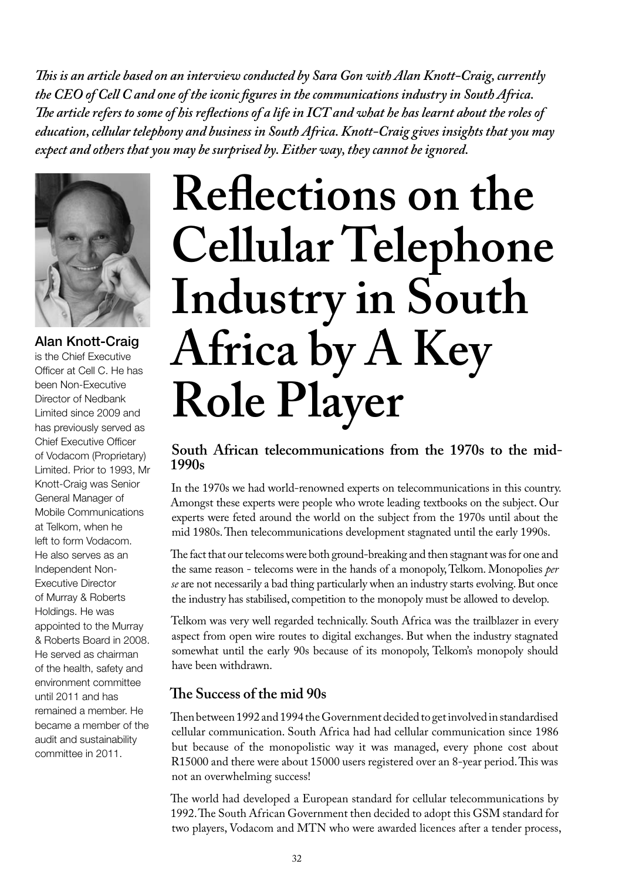*This is an article based on an interview conducted by Sara Gon with Alan Knott-Craig, currently the CEO of Cell C and one of the iconic figures in the communications industry in South Africa. The article refers to some of his reflections of a life in ICT and what he has learnt about the roles of education, cellular telephony and business in South Africa. Knott-Craig gives insights that you may expect and others that you may be surprised by. Either way, they cannot be ignored.*

**Alan Knott-Craig** is the Chief Executive Officer at Cell C. He has been Non-Executive Director of Nedbank Limited since 2009 and has previously served as Chief Executive Officer of Vodacom (Proprietary) Limited. Prior to 1993, Mr Knott-Craig was Senior General Manager of Mobile Communications at Telkom, when he left to form Vodacom. He also serves as an Independent Non-Executive Director of Murray & Roberts Holdings. He was appointed to the Murray & Roberts Board in 2008. He served as chairman of the health, safety and environment committee until 2011 and has remained a member. He became a member of the audit and sustainability committee in 2011.

# Reflections on the Cellular Telephone Industry in South Africa by A Key Role Player

## South African telecommunications from the 1970s to the mid-1990s

In the 1970s we had world-renowned experts on telecommunications in this country. Amongst these experts were people who wrote leading textbooks on the subject. Our experts were feted around the world on the subject from the 1970s until about the mid 1980s. Then telecommunications development stagnated until the early 1990s.

The fact that our telecoms were both ground-breaking and then stagnant was for one and the same reason - telecoms were in the hands of a monopoly, Telkom. Monopolies *per se* are not necessarily a bad thing particularly when an industry starts evolving. But once the industry has stabilised, competition to the monopoly must be allowed to develop.

Telkom was very well regarded technically. South Africa was the trailblazer in every aspect from open wire routes to digital exchanges. But when the industry stagnated somewhat until the early 90s because of its monopoly, Telkom's monopoly should have been withdrawn.

## The Success of the mid 90s

Then between 1992 and 1994 the Government decided to get involved in standardised cellular communication. South Africa had had cellular communication since 1986 but because of the monopolistic way it was managed, every phone cost about R15000 and there were about 15000 users registered over an 8-year period. This was not an overwhelming success!

The world had developed a European standard for cellular telecommunications by 1992. The South African Government then decided to adopt this GSM standard for two players, Vodacom and MTN who were awarded licences after a tender process,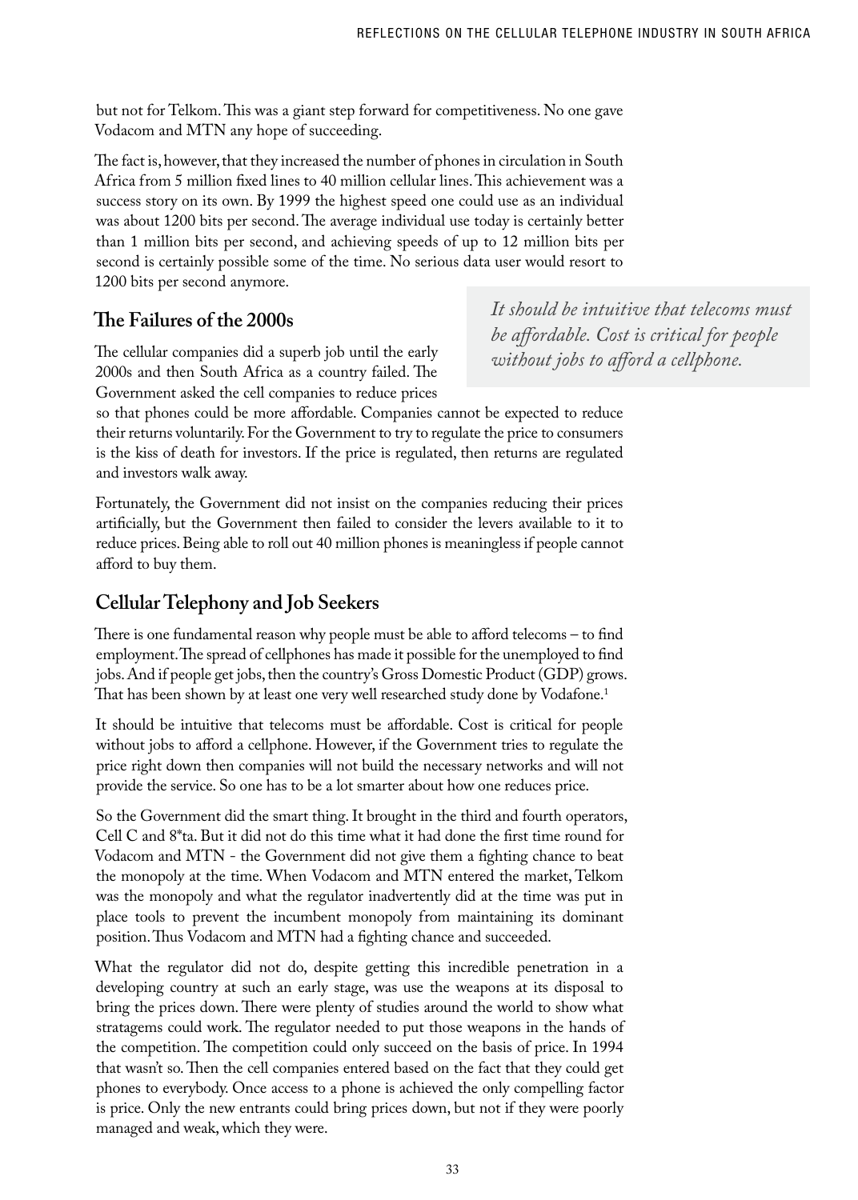but not for Telkom. This was a giant step forward for competitiveness. No one gave Vodacom and MTN any hope of succeeding.

The fact is, however, that they increased the number of phones in circulation in South Africa from 5 million fixed lines to 40 million cellular lines. This achievement was a success story on its own. By 1999 the highest speed one could use as an individual was about 1200 bits per second. The average individual use today is certainly better than 1 million bits per second, and achieving speeds of up to 12 million bits per second is certainly possible some of the time. No serious data user would resort to 1200 bits per second anymore.

## The Failures of the 2000s

The cellular companies did a superb job until the early 2000s and then South Africa as a country failed. The Government asked the cell companies to reduce prices so that phones could be more affordable. Companies cannot be expected to reduce their returns voluntarily. For the Government to try to regulate the price to consumers is the kiss of death for investors. If the price is regulated, then returns are regulated and investors walk away.

> *It should be intuitive that telecoms must be affordable. Cost is critical for people without jobs to afford a cellphone.*

Fortunately, the Government did not insist on the companies reducing their prices artificially, but the Government then failed to consider the levers available to it to reduce prices. Being able to roll out 40 million phones is meaningless if people cannot afford to buy them.

## Cellular Telephony and Job Seekers

There is one fundamental reason why people must be able to afford telecoms – to find employment. The spread of cellphones has made it possible for the unemployed to find jobs. And if people get jobs, then the country's Gross Domestic Product (GDP) grows. That has been shown by at least one very well researched study done by Vodafone.[1]

It should be intuitive that telecoms must be affordable. Cost is critical for people without jobs to afford a cellphone. However, if the Government tries to regulate the price right down then companies will not build the necessary networks and will not provide the service. So one has to be a lot smarter about how one reduces price.

So the Government did the smart thing. It brought in the third and fourth operators, Cell C and 8*ta. But it did not do this time what it had done the first time round for Vodacom and MTN - the Government did not give them a fighting chance to beat the monopoly at the time. When Vodacom and MTN entered the market, Telkom was the monopoly and what the regulator inadvertently did at the time was put in place tools to prevent the incumbent monopoly from maintaining its dominant position. Thus Vodacom and MTN had a fighting chance and succeeded.

What the regulator did not do, despite getting this incredible penetration in a developing country at such an early stage, was use the weapons at its disposal to bring the prices down. There were plenty of studies around the world to show what stratagems could work. The regulator needed to put those weapons in the hands of the competition. The competition could only succeed on the basis of price. In 1994 that wasn't so. Then the cell companies entered based on the fact that they could get phones to everybody. Once access to a phone is achieved the only compelling factor is price. Only the new entrants could bring prices down, but not if they were poorly managed and weak, which they were.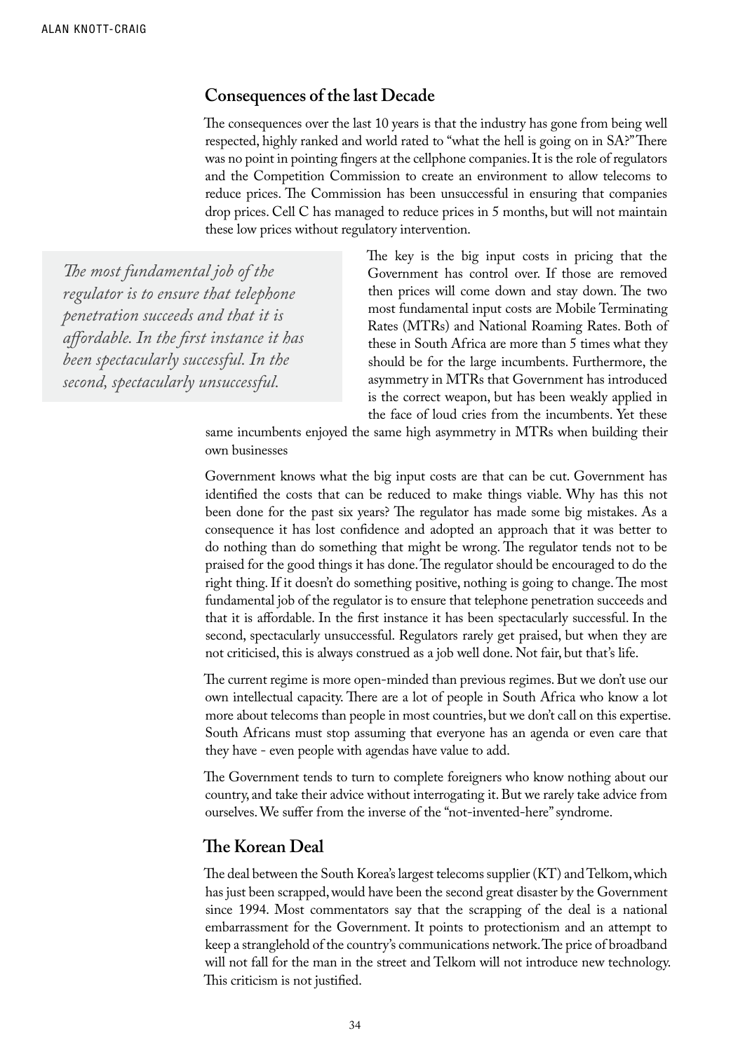## Consequences of the last Decade

The consequences over the last 10 years is that the industry has gone from being well respected, highly ranked and world rated to "what the hell is going on in SA?" There was no point in pointing fingers at the cellphone companies. It is the role of regulators and the Competition Commission to create an environment to allow telecoms to reduce prices. The Commission has been unsuccessful in ensuring that companies drop prices. Cell C has managed to reduce prices in 5 months, but will not maintain these low prices without regulatory intervention.

> *The most fundamental job of the regulator is to ensure that telephone penetration succeeds and that it is affordable. In the first instance it has been spectacularly successful. In the second, spectacularly unsuccessful.*

The key is the big input costs in pricing that the Government has control over. If those are removed then prices will come down and stay down. The two most fundamental input costs are Mobile Terminating Rates (MTRs) and National Roaming Rates. Both of these in South Africa are more than 5 times what they should be for the large incumbents. Furthermore, the asymmetry in MTRs that Government has introduced is the correct weapon, but has been weakly applied in the face of loud cries from the incumbents. Yet these same incumbents enjoyed the same high asymmetry in MTRs when building their own businesses

Government knows what the big input costs are that can be cut. Government has identified the costs that can be reduced to make things viable. Why has this not been done for the past six years? The regulator has made some big mistakes. As a consequence it has lost confidence and adopted an approach that it was better to do nothing than do something that might be wrong. The regulator tends not to be praised for the good things it has done. The regulator should be encouraged to do the right thing. If it doesn't do something positive, nothing is going to change. The most fundamental job of the regulator is to ensure that telephone penetration succeeds and that it is affordable. In the first instance it has been spectacularly successful. In the second, spectacularly unsuccessful. Regulators rarely get praised, but when they are not criticised, this is always construed as a job well done. Not fair, but that's life.

The current regime is more open-minded than previous regimes. But we don't use our own intellectual capacity. There are a lot of people in South Africa who know a lot more about telecoms than people in most countries, but we don't call on this expertise. South Africans must stop assuming that everyone has an agenda or even care that they have - even people with agendas have value to add.

The Government tends to turn to complete foreigners who know nothing about our country, and take their advice without interrogating it. But we rarely take advice from ourselves. We suffer from the inverse of the "not-invented-here" syndrome.

## The Korean Deal

The deal between the South Korea's largest telecoms supplier (KT) and Telkom, which has just been scrapped, would have been the second great disaster by the Government since 1994. Most commentators say that the scrapping of the deal is a national embarrassment for the Government. It points to protectionism and an attempt to keep a stranglehold of the country's communications network. The price of broadband will not fall for the man in the street and Telkom will not introduce new technology. This criticism is not justified.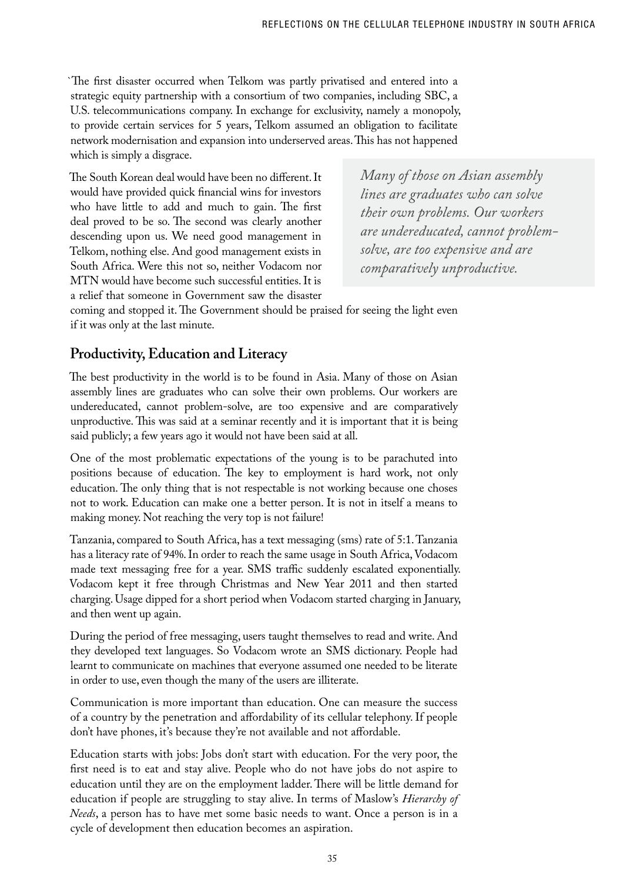`The first disaster occurred when Telkom was partly privatised and entered into a strategic equity partnership with a consortium of two companies, including SBC, a U.S. telecommunications company. In exchange for exclusivity, namely a monopoly, to provide certain services for 5 years, Telkom assumed an obligation to facilitate network modernisation and expansion into underserved areas. This has not happened which is simply a disgrace.

The South Korean deal would have been no different. It would have provided quick financial wins for investors who have little to add and much to gain. The first deal proved to be so. The second was clearly another descending upon us. We need good management in Telkom, nothing else. And good management exists in South Africa. Were this not so, neither Vodacom nor MTN would have become such successful entities. It is a relief that someone in Government saw the disaster coming and stopped it. The Government should be praised for seeing the light even if it was only at the last minute.

> *Many of those on Asian assembly lines are graduates who can solve their own problems. Our workers are undereducated, cannot problem-solve, are too expensive and are comparatively unproductive.*

## Productivity, Education and Literacy

The best productivity in the world is to be found in Asia. Many of those on Asian assembly lines are graduates who can solve their own problems. Our workers are undereducated, cannot problem-solve, are too expensive and are comparatively unproductive. This was said at a seminar recently and it is important that it is being said publicly; a few years ago it would not have been said at all.

One of the most problematic expectations of the young is to be parachuted into positions because of education. The key to employment is hard work, not only education. The only thing that is not respectable is not working because one choses not to work. Education can make one a better person. It is not in itself a means to making money. Not reaching the very top is not failure!

Tanzania, compared to South Africa, has a text messaging (sms) rate of 5:1. Tanzania has a literacy rate of 94%. In order to reach the same usage in South Africa, Vodacom made text messaging free for a year. SMS traffic suddenly escalated exponentially. Vodacom kept it free through Christmas and New Year 2011 and then started charging. Usage dipped for a short period when Vodacom started charging in January, and then went up again.

During the period of free messaging, users taught themselves to read and write. And they developed text languages. So Vodacom wrote an SMS dictionary. People had learnt to communicate on machines that everyone assumed one needed to be literate in order to use, even though the many of the users are illiterate.

Communication is more important than education. One can measure the success of a country by the penetration and affordability of its cellular telephony. If people don't have phones, it's because they're not available and not affordable.

Education starts with jobs: Jobs don't start with education. For the very poor, the first need is to eat and stay alive. People who do not have jobs do not aspire to education until they are on the employment ladder. There will be little demand for education if people are struggling to stay alive. In terms of Maslow's *Hierarchy of Needs*, a person has to have met some basic needs to want. Once a person is in a cycle of development then education becomes an aspiration.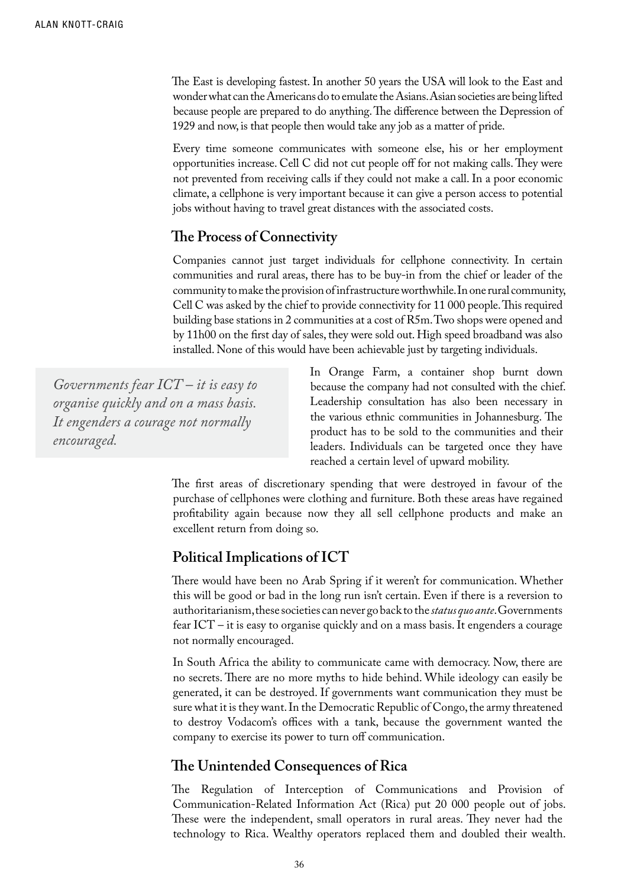The East is developing fastest. In another 50 years the USA will look to the East and wonder what can the Americans do to emulate the Asians. Asian societies are being lifted because people are prepared to do anything. The difference between the Depression of 1929 and now, is that people then would take any job as a matter of pride.

Every time someone communicates with someone else, his or her employment opportunities increase. Cell C did not cut people off for not making calls. They were not prevented from receiving calls if they could not make a call. In a poor economic climate, a cellphone is very important because it can give a person access to potential jobs without having to travel great distances with the associated costs.

## The Process of Connectivity

Companies cannot just target individuals for cellphone connectivity. In certain communities and rural areas, there has to be buy-in from the chief or leader of the community to make the provision of infrastructure worthwhile. In one rural community, Cell C was asked by the chief to provide connectivity for 11 000 people. This required building base stations in 2 communities at a cost of R5m. Two shops were opened and by 11h00 on the first day of sales, they were sold out. High speed broadband was also installed. None of this would have been achievable just by targeting individuals.

> *Governments fear ICT – it is easy to organise quickly and on a mass basis. It engenders a courage not normally encouraged.*

In Orange Farm, a container shop burnt down because the company had not consulted with the chief. Leadership consultation has also been necessary in the various ethnic communities in Johannesburg. The product has to be sold to the communities and their leaders. Individuals can be targeted once they have reached a certain level of upward mobility.

The first areas of discretionary spending that were destroyed in favour of the purchase of cellphones were clothing and furniture. Both these areas have regained profitability again because now they all sell cellphone products and make an excellent return from doing so.

## Political Implications of ICT

There would have been no Arab Spring if it weren't for communication. Whether this will be good or bad in the long run isn't certain. Even if there is a reversion to authoritarianism, these societies can never go back to the *status quo ante*. Governments fear ICT – it is easy to organise quickly and on a mass basis. It engenders a courage not normally encouraged.

In South Africa the ability to communicate came with democracy. Now, there are no secrets. There are no more myths to hide behind. While ideology can easily be generated, it can be destroyed. If governments want communication they must be sure what it is they want. In the Democratic Republic of Congo, the army threatened to destroy Vodacom's offices with a tank, because the government wanted the company to exercise its power to turn off communication.

## The Unintended Consequences of Rica

The Regulation of Interception of Communications and Provision of Communication-Related Information Act (Rica) put 20 000 people out of jobs. These were the independent, small operators in rural areas. They never had the technology to Rica. Wealthy operators replaced them and doubled their wealth.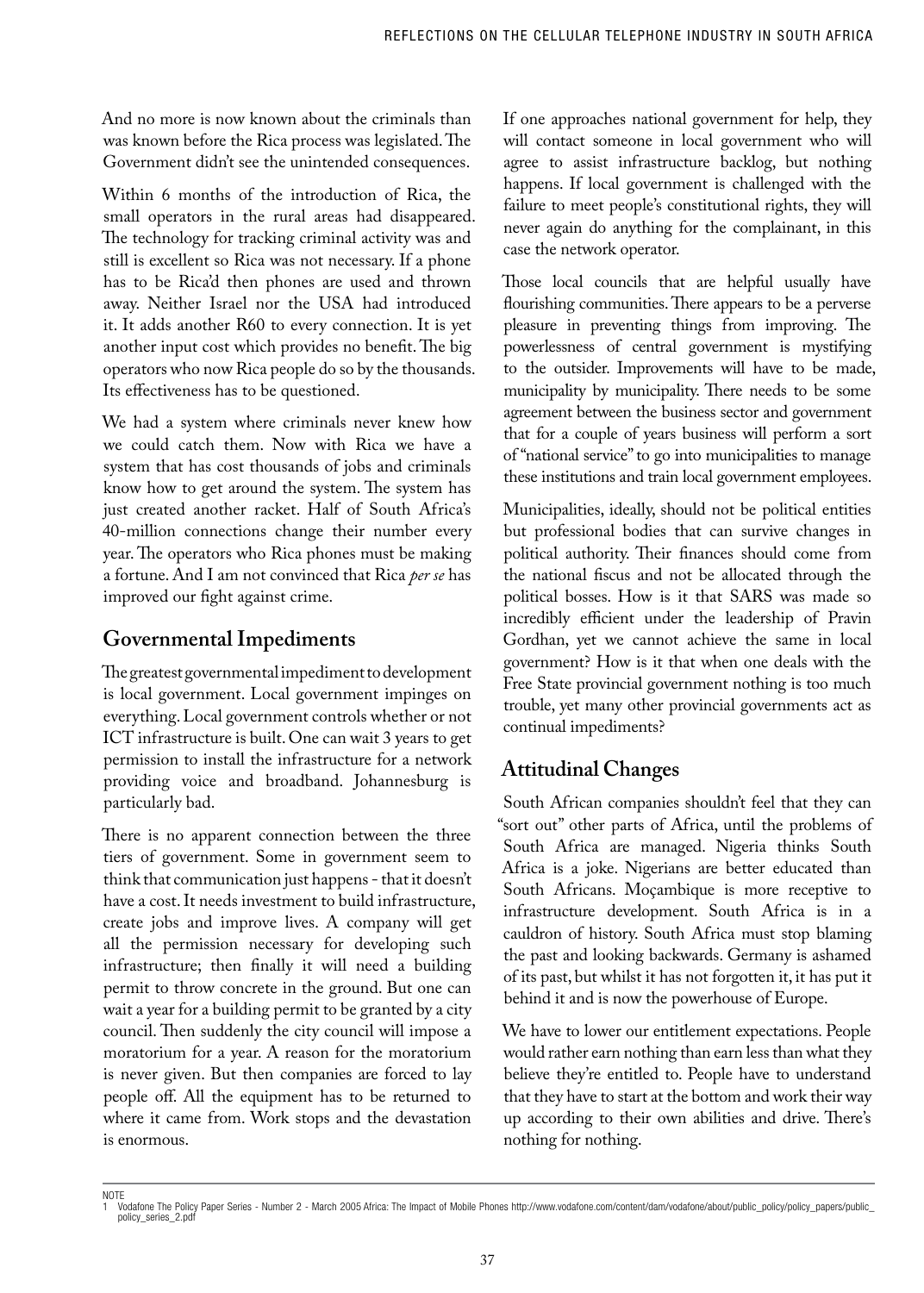And no more is now known about the criminals than was known before the Rica process was legislated. The Government didn't see the unintended consequences.

Within 6 months of the introduction of Rica, the small operators in the rural areas had disappeared. The technology for tracking criminal activity was and still is excellent so Rica was not necessary. If a phone has to be Rica'd then phones are used and thrown away. Neither Israel nor the USA had introduced it. It adds another R60 to every connection. It is yet another input cost which provides no benefit. The big operators who now Rica people do so by the thousands. Its effectiveness has to be questioned.

We had a system where criminals never knew how we could catch them. Now with Rica we have a system that has cost thousands of jobs and criminals know how to get around the system. The system has just created another racket. Half of South Africa's 40-million connections change their number every year. The operators who Rica phones must be making a fortune. And I am not convinced that Rica *per se* has improved our fight against crime.

## Governmental Impediments

The greatest governmental impediment to development is local government. Local government impinges on everything. Local government controls whether or not ICT infrastructure is built. One can wait 3 years to get permission to install the infrastructure for a network providing voice and broadband. Johannesburg is particularly bad.

There is no apparent connection between the three tiers of government. Some in government seem to think that communication just happens - that it doesn't have a cost. It needs investment to build infrastructure, create jobs and improve lives. A company will get all the permission necessary for developing such infrastructure; then finally it will need a building permit to throw concrete in the ground. But one can wait a year for a building permit to be granted by a city council. Then suddenly the city council will impose a moratorium for a year. A reason for the moratorium is never given. But then companies are forced to lay people off. All the equipment has to be returned to where it came from. Work stops and the devastation is enormous.

If one approaches national government for help, they will contact someone in local government who will agree to assist infrastructure backlog, but nothing happens. If local government is challenged with the failure to meet people's constitutional rights, they will never again do anything for the complainant, in this case the network operator.

Those local councils that are helpful usually have flourishing communities. There appears to be a perverse pleasure in preventing things from improving. The powerlessness of central government is mystifying to the outsider. Improvements will have to be made, municipality by municipality. There needs to be some agreement between the business sector and government that for a couple of years business will perform a sort of "national service" to go into municipalities to manage these institutions and train local government employees.

Municipalities, ideally, should not be political entities but professional bodies that can survive changes in political authority. Their finances should come from the national fiscus and not be allocated through the political bosses. How is it that SARS was made so incredibly efficient under the leadership of Pravin Gordhan, yet we cannot achieve the same in local government? How is it that when one deals with the Free State provincial government nothing is too much trouble, yet many other provincial governments act as continual impediments?

## Attitudinal Changes

South African companies shouldn't feel that they can "sort out" other parts of Africa, until the problems of South Africa are managed. Nigeria thinks South Africa is a joke. Nigerians are better educated than South Africans. Moçambique is more receptive to infrastructure development. South Africa is in a cauldron of history. South Africa must stop blaming the past and looking backwards. Germany is ashamed of its past, but whilst it has not forgotten it, it has put it behind it and is now the powerhouse of Europe.

We have to lower our entitlement expectations. People would rather earn nothing than earn less than what they believe they're entitled to. People have to understand that they have to start at the bottom and work their way up according to their own abilities and drive. There's nothing for nothing.

NOTE

1 Vodafone The Policy Paper Series - Number 2 - March 2005 Africa: The Impact of Mobile Phones http://www.vodafone.com/content/dam/vodafone/about/public_policy/policy_papers/public_policy_series_2.pdf